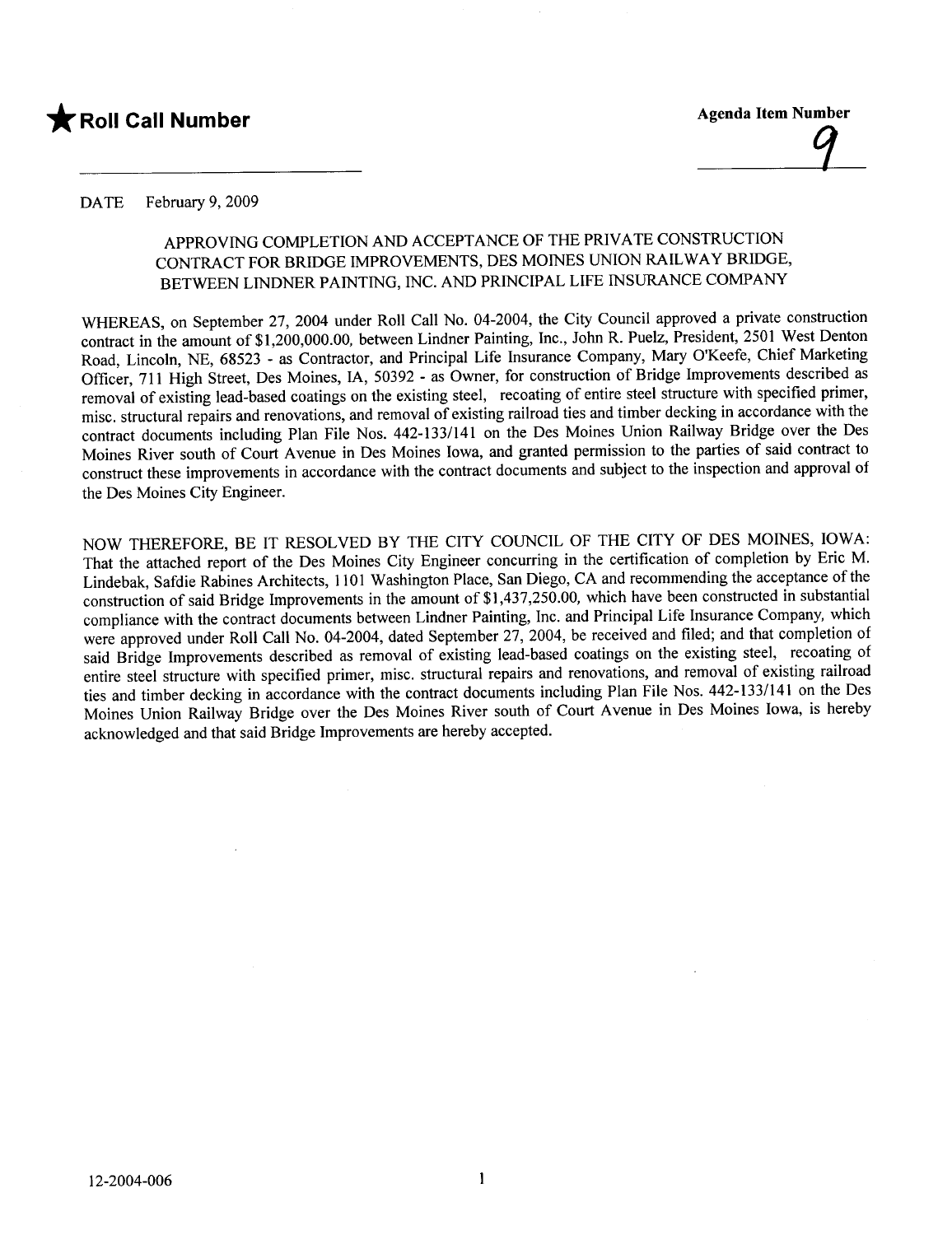★**Roll Call Number**

**Agenda Item Number**

9

DATE February 9, 2009

APPROVING COMPLETION AND ACCEPTANCE OF THE PRIVATE CONSTRUCTION CONTRACT FOR BRIDGE IMPROVEMENTS, DES MOINES UNION RAILWAY BRIDGE, BETWEEN LINDNER PAINTING, INC. AND PRINCIPAL LIFE INSURANCE COMPANY

WHEREAS, on September 27, 2004 under Roll Call No. 04-2004, the City Council approved a private construction contract in the amount of $1,200,000.00, between Lindner Painting, Inc., John R. Puelz, President, 2501 West Denton Road, Lincoln, NE, 68523 - as Contractor, and Principal Life Insurance Company, Mary O'Keefe, Chief Marketing Officer, 711 High Street, Des Moines, IA, 50392 - as Owner, for construction of Bridge Improvements described as removal of existing lead-based coatings on the existing steel, recoating of entire steel structure with specified primer, misc. structural repairs and renovations, and removal of existing railroad ties and timber decking in accordance with the contract documents including Plan File Nos. 442-133/141 on the Des Moines Union Railway Bridge over the Des Moines River south of Court Avenue in Des Moines Iowa, and granted permission to the parties of said contract to construct these improvements in accordance with the contract documents and subject to the inspection and approval of the Des Moines City Engineer.

NOW THEREFORE, BE IT RESOLVED BY THE CITY COUNCIL OF THE CITY OF DES MOINES, IOWA: That the attached report of the Des Moines City Engineer concurring in the certification of completion by Eric M. Lindebak, Safdie Rabines Architects, 1101 Washington Place, San Diego, CA and recommending the acceptance of the construction of said Bridge Improvements in the amount of $1,437,250.00, which have been constructed in substantial compliance with the contract documents between Lindner Painting, Inc. and Principal Life Insurance Company, which were approved under Roll Call No. 04-2004, dated September 27, 2004, be received and filed; and that completion of said Bridge Improvements described as removal of existing lead-based coatings on the existing steel, recoating of entire steel structure with specified primer, misc. structural repairs and renovations, and removal of existing railroad ties and timber decking in accordance with the contract documents including Plan File Nos. 442-133/141 on the Des Moines Union Railway Bridge over the Des Moines River south of Court Avenue in Des Moines Iowa, is hereby acknowledged and that said Bridge Improvements are hereby accepted.

12-2004-006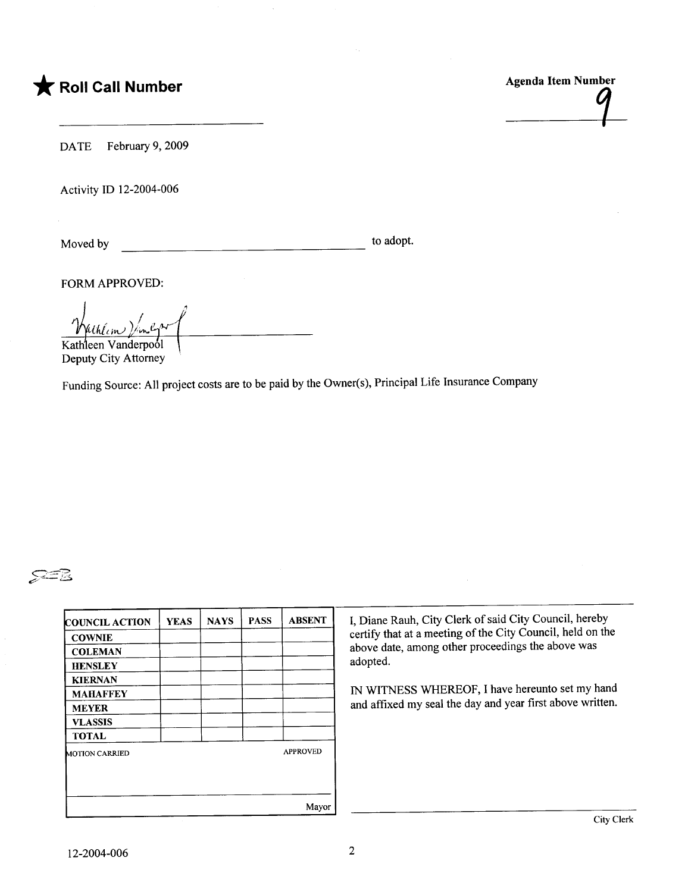**★ Roll Call Number**

**Agenda Item Number**

9

DATE February 9, 2009

Activity ID 12-2004-006

Moved by ______________________________ to adopt.

FORM APPROVED:

Kathleen Vanderpool
Deputy City Attorney

Funding Source: All project costs are to be paid by the Owner(s), Principal Life Insurance Company

| COUNCIL ACTION | YEAS | NAYS | PASS | ABSENT |
|---|---|---|---|---|
| COWNIE | | | | |
| COLEMAN | | | | |
| HENSLEY | | | | |
| KIERNAN | | | | |
| MAHAFFEY | | | | |
| MEYER | | | | |
| VLASSIS | | | | |
| TOTAL | | | | |
| MOTION CARRIED | | | | APPROVED |
| | | | | Mayor |

I, Diane Rauh, City Clerk of said City Council, hereby certify that at a meeting of the City Council, held on the above date, among other proceedings the above was adopted.

IN WITNESS WHEREOF, I have hereunto set my hand and affixed my seal the day and year first above written.

City Clerk

12-2004-006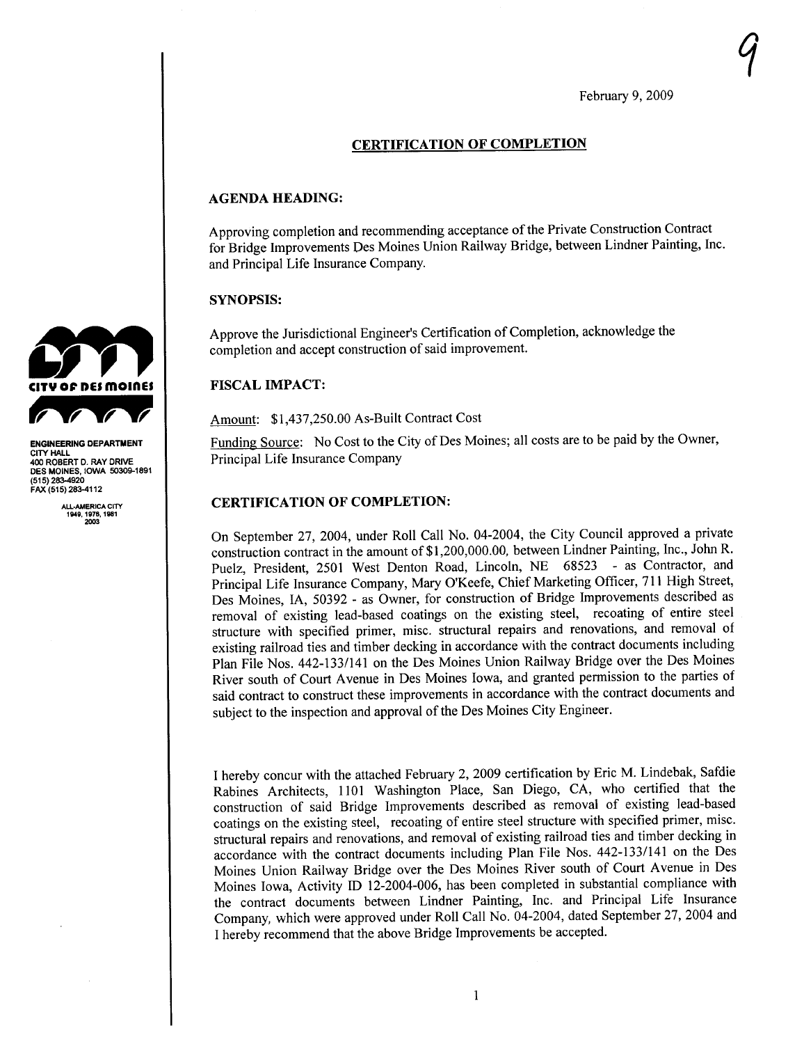9

February 9, 2009

## CERTIFICATION OF COMPLETION

CITY OF DES MOINES

ENGINEERING DEPARTMENT
CITY HALL
400 ROBERT D. RAY DRIVE
DES MOINES, IOWA 50309-1891
(515) 283-4920
FAX (515) 283-4112

ALL-AMERICA CITY
1949, 1976, 1981
2003

### AGENDA HEADING:

Approving completion and recommending acceptance of the Private Construction Contract for Bridge Improvements Des Moines Union Railway Bridge, between Lindner Painting, Inc. and Principal Life Insurance Company.

### SYNOPSIS:

Approve the Jurisdictional Engineer's Certification of Completion, acknowledge the completion and accept construction of said improvement.

### FISCAL IMPACT:

Amount: $1,437,250.00 As-Built Contract Cost

Funding Source: No Cost to the City of Des Moines; all costs are to be paid by the Owner, Principal Life Insurance Company

### CERTIFICATION OF COMPLETION:

On September 27, 2004, under Roll Call No. 04-2004, the City Council approved a private construction contract in the amount of $1,200,000.00, between Lindner Painting, Inc., John R. Puelz, President, 2501 West Denton Road, Lincoln, NE 68523 - as Contractor, and Principal Life Insurance Company, Mary O'Keefe, Chief Marketing Officer, 711 High Street, Des Moines, IA, 50392 - as Owner, for construction of Bridge Improvements described as removal of existing lead-based coatings on the existing steel, recoating of entire steel structure with specified primer, misc. structural repairs and renovations, and removal of existing railroad ties and timber decking in accordance with the contract documents including Plan File Nos. 442-133/141 on the Des Moines Union Railway Bridge over the Des Moines River south of Court Avenue in Des Moines Iowa, and granted permission to the parties of said contract to construct these improvements in accordance with the contract documents and subject to the inspection and approval of the Des Moines City Engineer.

I hereby concur with the attached February 2, 2009 certification by Eric M. Lindebak, Safdie Rabines Architects, 1101 Washington Place, San Diego, CA, who certified that the construction of said Bridge Improvements described as removal of existing lead-based coatings on the existing steel, recoating of entire steel structure with specified primer, misc. structural repairs and renovations, and removal of existing railroad ties and timber decking in accordance with the contract documents including Plan File Nos. 442-133/141 on the Des Moines Union Railway Bridge over the Des Moines River south of Court Avenue in Des Moines Iowa, Activity ID 12-2004-006, has been completed in substantial compliance with the contract documents between Lindner Painting, Inc. and Principal Life Insurance Company, which were approved under Roll Call No. 04-2004, dated September 27, 2004 and I hereby recommend that the above Bridge Improvements be accepted.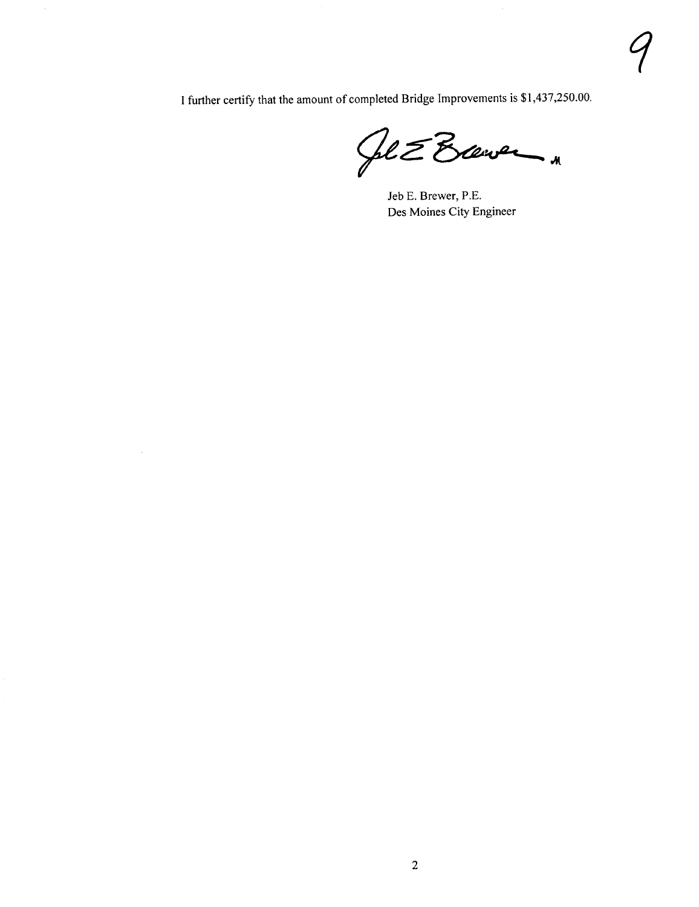I further certify that the amount of completed Bridge Improvements is $1,437,250.00.

Jeb E. Brewer, P.E.
Des Moines City Engineer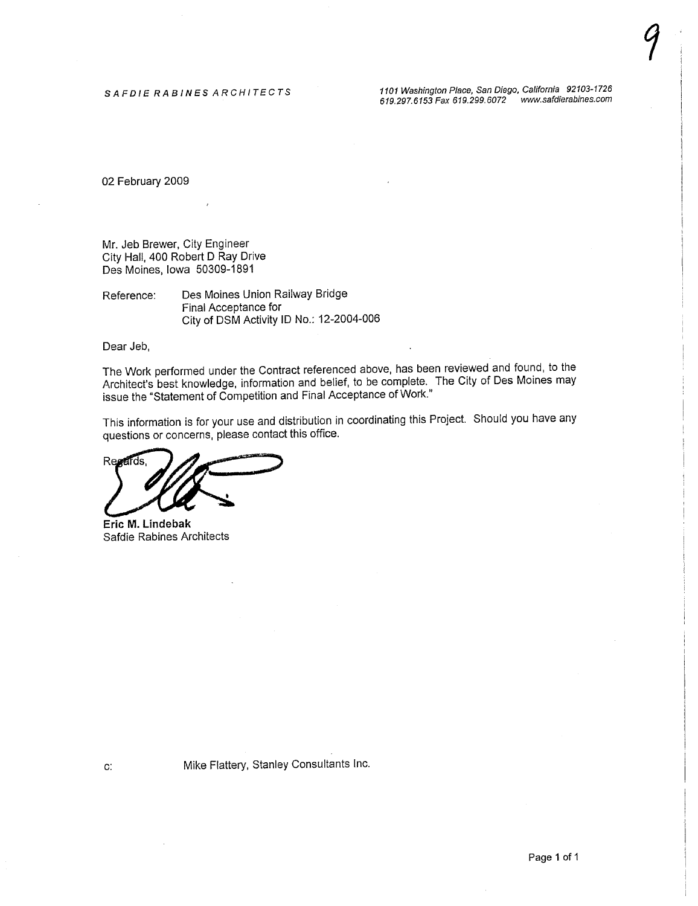SAFDIE RABINES ARCHITECTS

1101 Washington Place, San Diego, California 92103-1726
619.297.6153 Fax 619.299.6072 www.safdierabines.com

02 February 2009

Mr. Jeb Brewer, City Engineer
City Hall, 400 Robert D Ray Drive
Des Moines, Iowa 50309-1891

Reference: Des Moines Union Railway Bridge
Final Acceptance for
City of DSM Activity ID No.: 12-2004-006

Dear Jeb,

The Work performed under the Contract referenced above, has been reviewed and found, to the Architect's best knowledge, information and belief, to be complete. The City of Des Moines may issue the "Statement of Competition and Final Acceptance of Work."

This information is for your use and distribution in coordinating this Project. Should you have any questions or concerns, please contact this office.

Regards,

**Eric M. Lindebak**
Safdie Rabines Architects

c: Mike Flattery, Stanley Consultants Inc.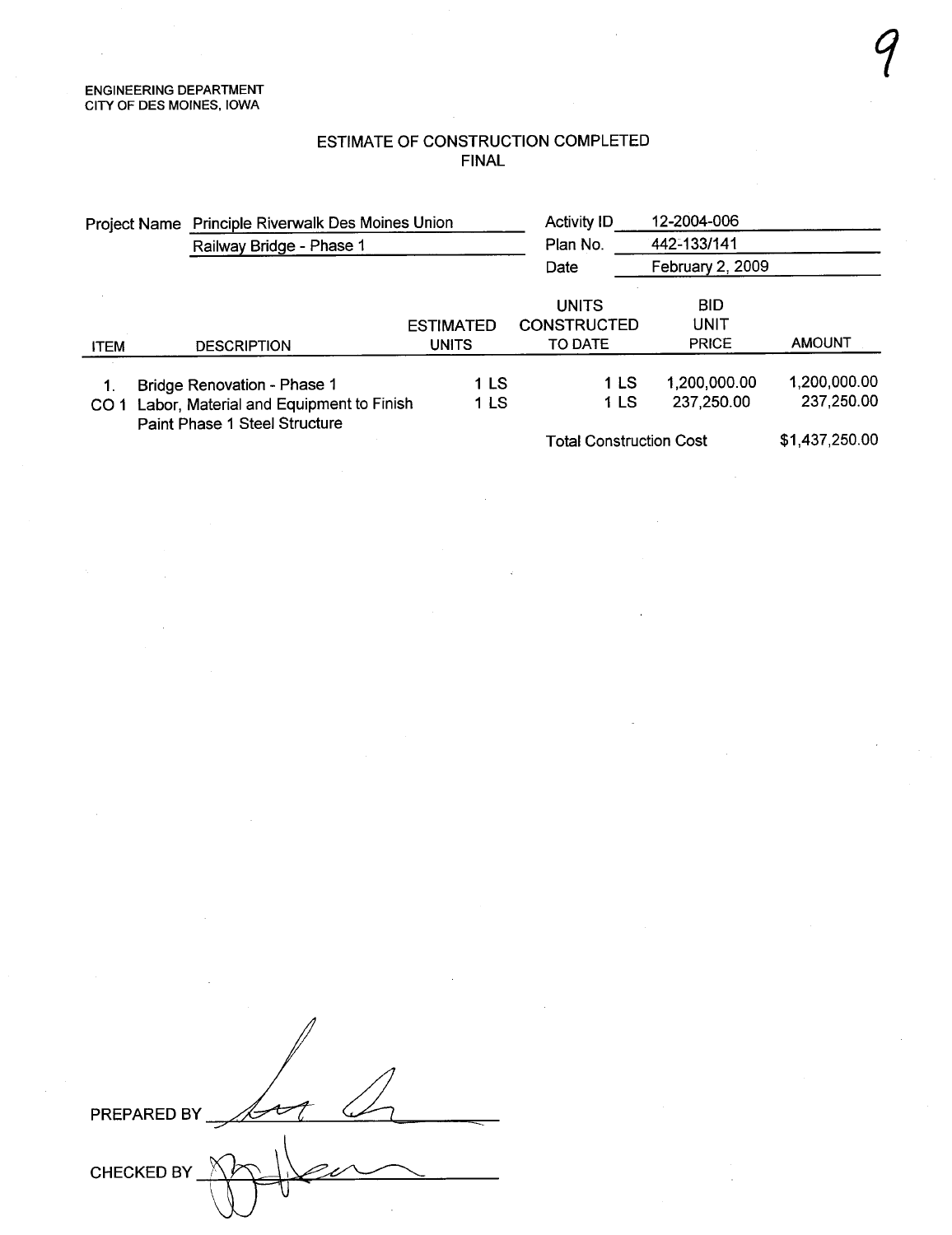ENGINEERING DEPARTMENT
CITY OF DES MOINES, IOWA

## ESTIMATE OF CONSTRUCTION COMPLETED
## FINAL

| | | | |
|---|---|---|---|
| Project Name | Principle Riverwalk Des Moines Union Railway Bridge - Phase 1 | Activity ID | 12-2004-006 |
| | | Plan No. | 442-133/141 |
| | | Date | February 2, 2009 |

| ITEM | DESCRIPTION | ESTIMATED UNITS | UNITS CONSTRUCTED TO DATE | BID UNIT PRICE | AMOUNT |
|---|---|---|---|---|---|
| 1. | Bridge Renovation - Phase 1 | 1 LS | 1 LS | 1,200,000.00 | 1,200,000.00 |
| CO 1 | Labor, Material and Equipment to Finish Paint Phase 1 Steel Structure | 1 LS | 1 LS | 237,250.00 | 237,250.00 |
| | | | Total Construction Cost | | $1,437,250.00 |

PREPARED BY ____________________

CHECKED BY ____________________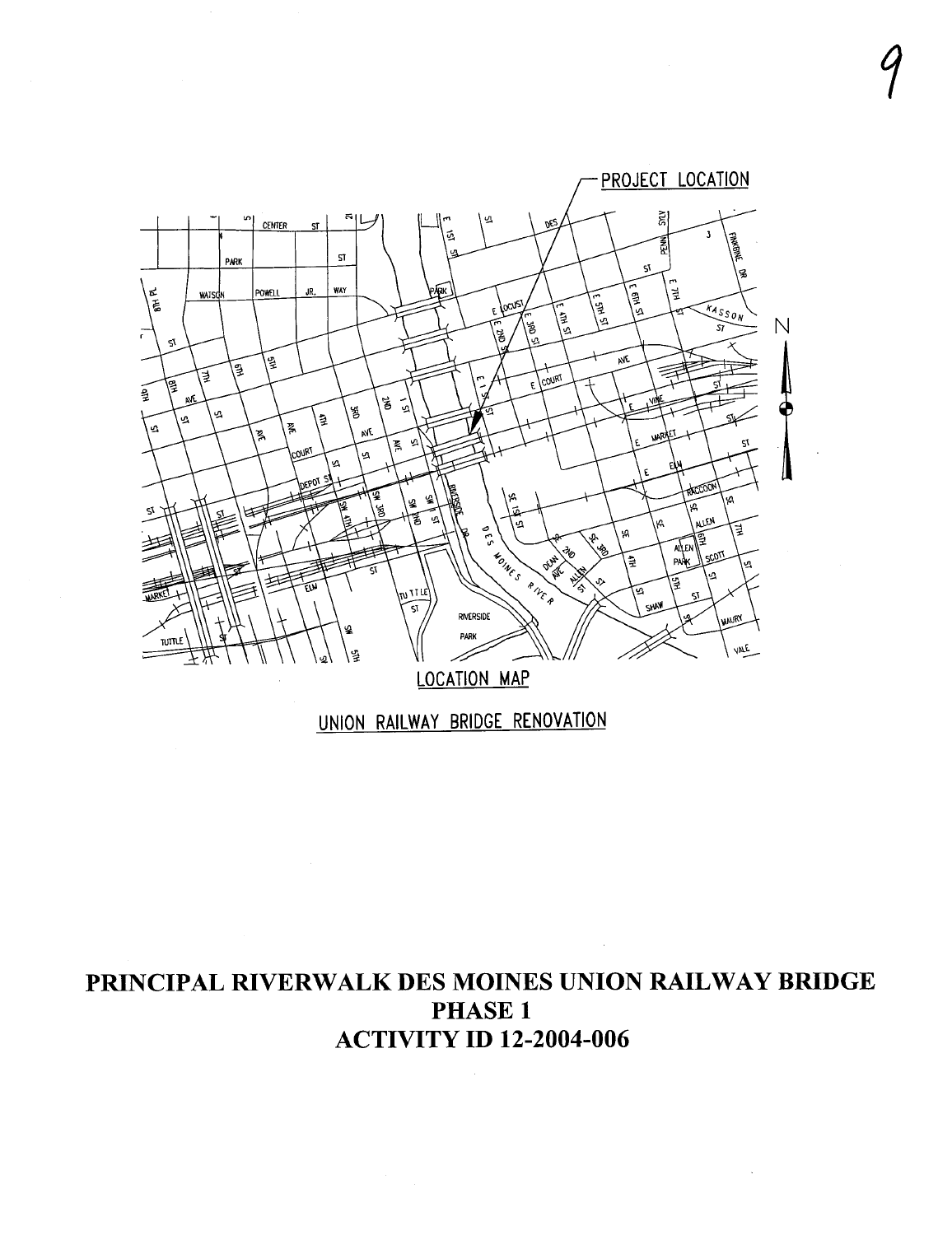PROJECT LOCATION

LOCATION MAP

UNION RAILWAY BRIDGE RENOVATION

# PRINCIPAL RIVERWALK DES MOINES UNION RAILWAY BRIDGE
# PHASE 1
# ACTIVITY ID 12-2004-006